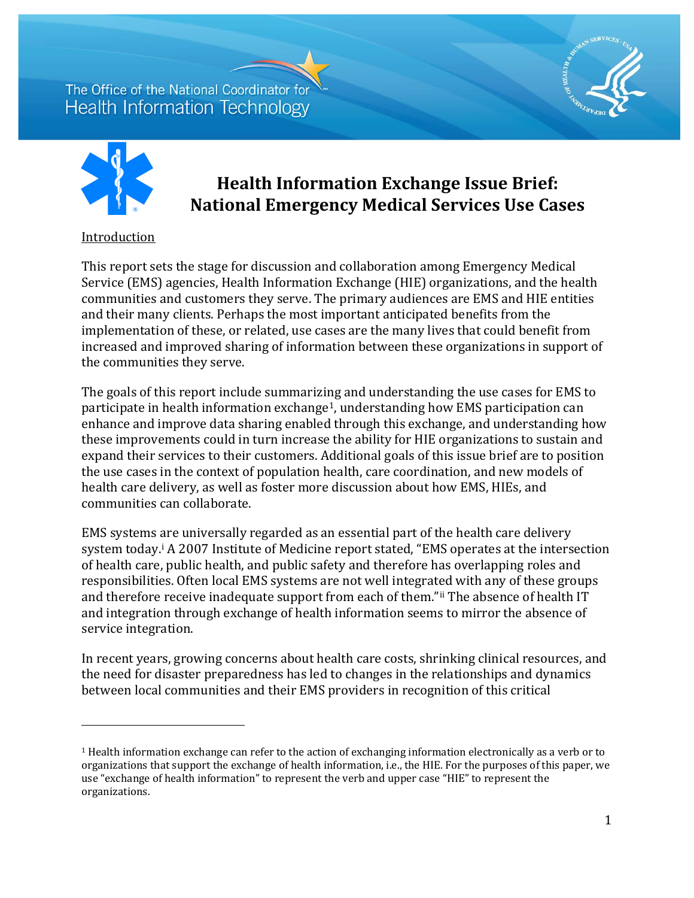The Office of the National Coordinator for Health Information Technology

# Health Information Exchange Issue Brief: National Emergency Medical Services Use Cases

## Introduction

This report sets the stage for discussion and collaboration among Emergency Medical Service (EMS) agencies, Health Information Exchange (HIE) organizations, and the health communities and customers they serve. The primary audiences are EMS and HIE entities and their many clients. Perhaps the most important anticipated benefits from the implementation of these, or related, use cases are the many lives that could benefit from increased and improved sharing of information between these organizations in support of the communities they serve.

The goals of this report include summarizing and understanding the use cases for EMS to participate in health information exchange[1], understanding how EMS participation can enhance and improve data sharing enabled through this exchange, and understanding how these improvements could in turn increase the ability for HIE organizations to sustain and expand their services to their customers. Additional goals of this issue brief are to position the use cases in the context of population health, care coordination, and new models of health care delivery, as well as foster more discussion about how EMS, HIEs, and communities can collaborate.

EMS systems are universally regarded as an essential part of the health care delivery system today.[i] A 2007 Institute of Medicine report stated, "EMS operates at the intersection of health care, public health, and public safety and therefore has overlapping roles and responsibilities. Often local EMS systems are not well integrated with any of these groups and therefore receive inadequate support from each of them."[ii] The absence of health IT and integration through exchange of health information seems to mirror the absence of service integration.

In recent years, growing concerns about health care costs, shrinking clinical resources, and the need for disaster preparedness has led to changes in the relationships and dynamics between local communities and their EMS providers in recognition of this critical

[1] Health information exchange can refer to the action of exchanging information electronically as a verb or to organizations that support the exchange of health information, i.e., the HIE. For the purposes of this paper, we use "exchange of health information" to represent the verb and upper case "HIE" to represent the organizations.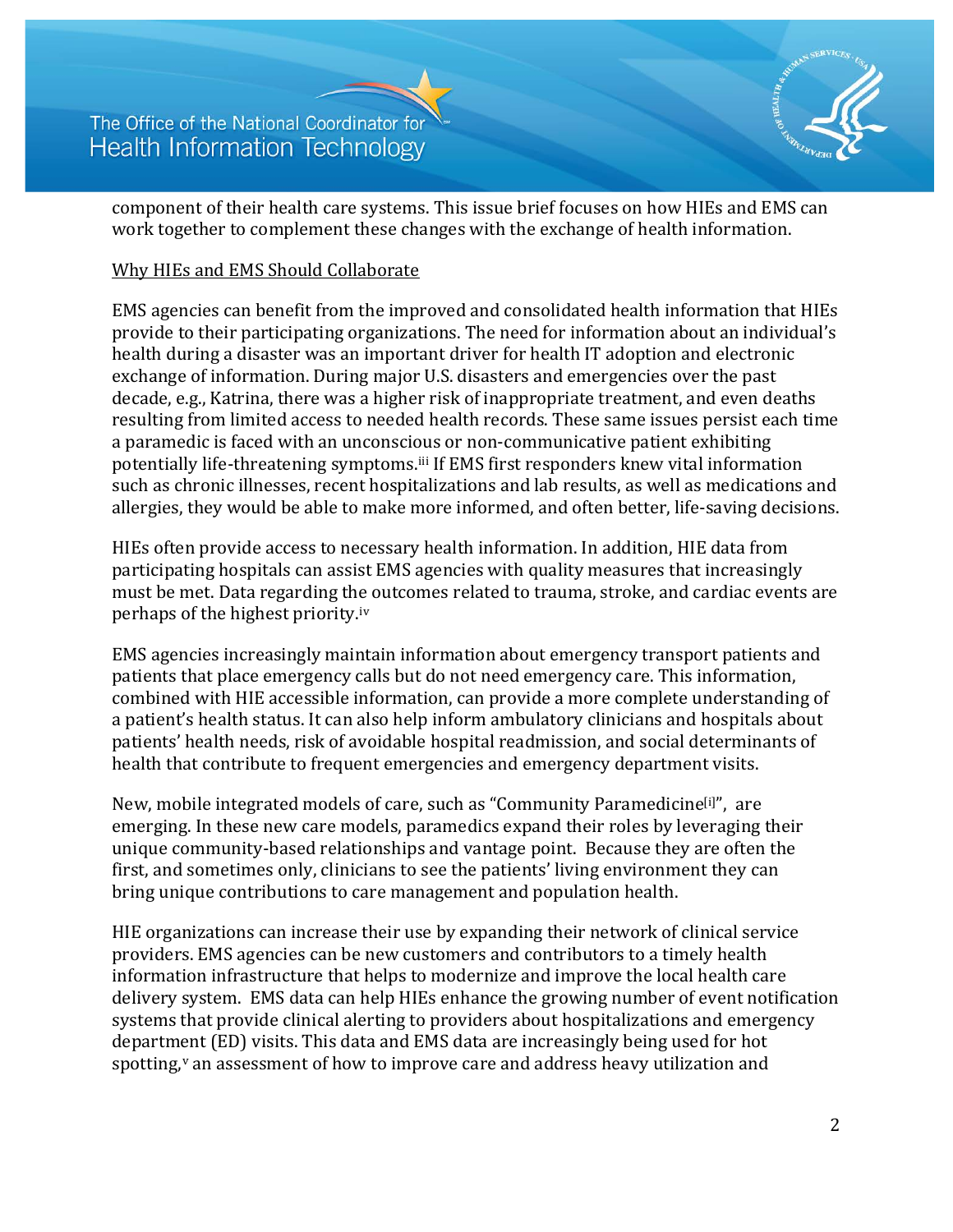component of their health care systems. This issue brief focuses on how HIEs and EMS can work together to complement these changes with the exchange of health information.

## Why HIEs and EMS Should Collaborate

EMS agencies can benefit from the improved and consolidated health information that HIEs provide to their participating organizations. The need for information about an individual's health during a disaster was an important driver for health IT adoption and electronic exchange of information. During major U.S. disasters and emergencies over the past decade, e.g., Katrina, there was a higher risk of inappropriate treatment, and even deaths resulting from limited access to needed health records. These same issues persist each time a paramedic is faced with an unconscious or non-communicative patient exhibiting potentially life-threatening symptoms.[iii] If EMS first responders knew vital information such as chronic illnesses, recent hospitalizations and lab results, as well as medications and allergies, they would be able to make more informed, and often better, life-saving decisions.

HIEs often provide access to necessary health information. In addition, HIE data from participating hospitals can assist EMS agencies with quality measures that increasingly must be met. Data regarding the outcomes related to trauma, stroke, and cardiac events are perhaps of the highest priority.[iv]

EMS agencies increasingly maintain information about emergency transport patients and patients that place emergency calls but do not need emergency care. This information, combined with HIE accessible information, can provide a more complete understanding of a patient's health status. It can also help inform ambulatory clinicians and hospitals about patients' health needs, risk of avoidable hospital readmission, and social determinants of health that contribute to frequent emergencies and emergency department visits.

New, mobile integrated models of care, such as "Community Paramedicine[i]", are emerging. In these new care models, paramedics expand their roles by leveraging their unique community-based relationships and vantage point. Because they are often the first, and sometimes only, clinicians to see the patients' living environment they can bring unique contributions to care management and population health.

HIE organizations can increase their use by expanding their network of clinical service providers. EMS agencies can be new customers and contributors to a timely health information infrastructure that helps to modernize and improve the local health care delivery system. EMS data can help HIEs enhance the growing number of event notification systems that provide clinical alerting to providers about hospitalizations and emergency department (ED) visits. This data and EMS data are increasingly being used for hot spotting,[v] an assessment of how to improve care and address heavy utilization and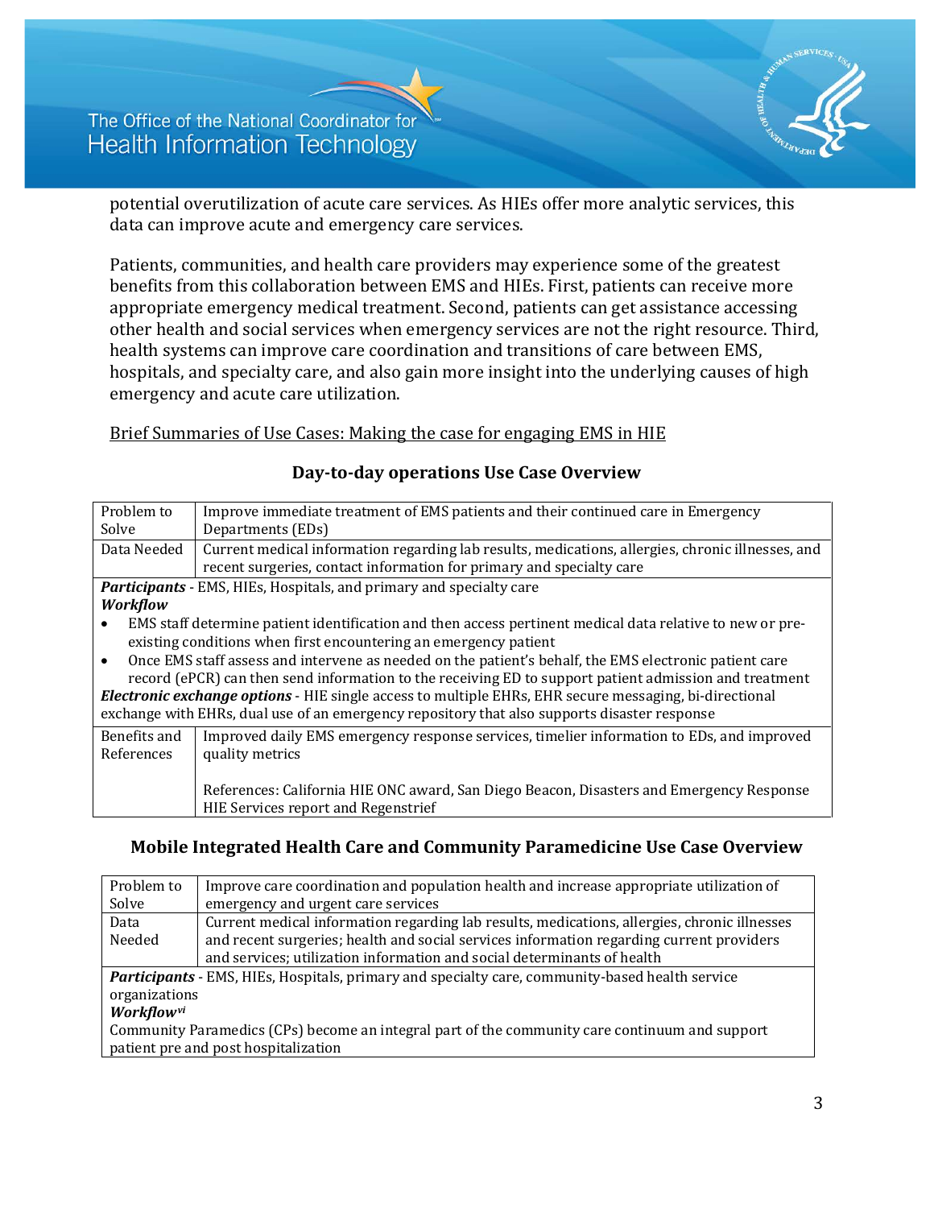potential overutilization of acute care services. As HIEs offer more analytic services, this data can improve acute and emergency care services.

Patients, communities, and health care providers may experience some of the greatest benefits from this collaboration between EMS and HIEs. First, patients can receive more appropriate emergency medical treatment. Second, patients can get assistance accessing other health and social services when emergency services are not the right resource. Third, health systems can improve care coordination and transitions of care between EMS, hospitals, and specialty care, and also gain more insight into the underlying causes of high emergency and acute care utilization.

Brief Summaries of Use Cases: Making the case for engaging EMS in HIE

### Day-to-day operations Use Case Overview

| Problem to Solve | Improve immediate treatment of EMS patients and their continued care in Emergency Departments (EDs) |
|---|---|
| Data Needed | Current medical information regarding lab results, medications, allergies, chronic illnesses, and recent surgeries, contact information for primary and specialty care |
| ***Participants*** - EMS, HIEs, Hospitals, and primary and specialty care<br>***Workflow***<br>• EMS staff determine patient identification and then access pertinent medical data relative to new or pre-existing conditions when first encountering an emergency patient<br>• Once EMS staff assess and intervene as needed on the patient's behalf, the EMS electronic patient care record (ePCR) can then send information to the receiving ED to support patient admission and treatment<br>***Electronic exchange options*** - HIE single access to multiple EHRs, EHR secure messaging, bi-directional exchange with EHRs, dual use of an emergency repository that also supports disaster response | |
| Benefits and References | Improved daily EMS emergency response services, timelier information to EDs, and improved quality metrics<br><br>References: California HIE ONC award, San Diego Beacon, Disasters and Emergency Response HIE Services report and Regenstrief |

### Mobile Integrated Health Care and Community Paramedicine Use Case Overview

| Problem to Solve | Improve care coordination and population health and increase appropriate utilization of emergency and urgent care services |
|---|---|
| Data Needed | Current medical information regarding lab results, medications, allergies, chronic illnesses and recent surgeries; health and social services information regarding current providers and services; utilization information and social determinants of health |
| ***Participants*** - EMS, HIEs, Hospitals, primary and specialty care, community-based health service organizations<br>***Workflow***[vi]<br>Community Paramedics (CPs) become an integral part of the community care continuum and support patient pre and post hospitalization | |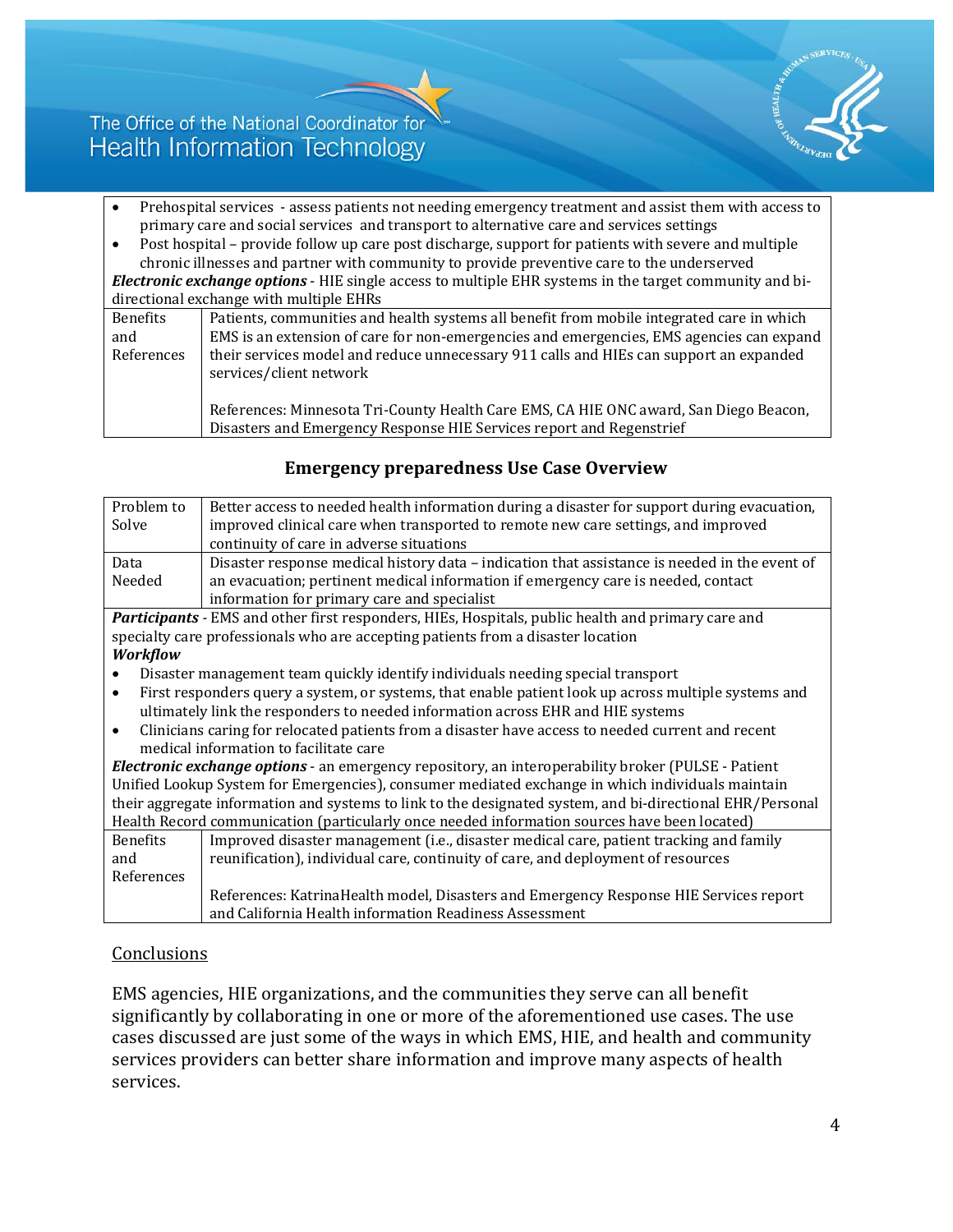| | |
|---|---|
| • Prehospital services - assess patients not needing emergency treatment and assist them with access to primary care and social services and transport to alternative care and services settings<br>• Post hospital – provide follow up care post discharge, support for patients with severe and multiple chronic illnesses and partner with community to provide preventive care to the underserved<br>***Electronic exchange options*** - HIE single access to multiple EHR systems in the target community and bi-directional exchange with multiple EHRs | |
| Benefits and References | Patients, communities and health systems all benefit from mobile integrated care in which EMS is an extension of care for non-emergencies and emergencies, EMS agencies can expand their services model and reduce unnecessary 911 calls and HIEs can support an expanded services/client network<br><br>References: Minnesota Tri-County Health Care EMS, CA HIE ONC award, San Diego Beacon, Disasters and Emergency Response HIE Services report and Regenstrief |

## Emergency preparedness Use Case Overview

| | |
|---|---|
| Problem to Solve | Better access to needed health information during a disaster for support during evacuation, improved clinical care when transported to remote new care settings, and improved continuity of care in adverse situations |
| Data Needed | Disaster response medical history data – indication that assistance is needed in the event of an evacuation; pertinent medical information if emergency care is needed, contact information for primary care and specialist |
| ***Participants*** - EMS and other first responders, HIEs, Hospitals, public health and primary care and specialty care professionals who are accepting patients from a disaster location<br>***Workflow***<br>• Disaster management team quickly identify individuals needing special transport<br>• First responders query a system, or systems, that enable patient look up across multiple systems and ultimately link the responders to needed information across EHR and HIE systems<br>• Clinicians caring for relocated patients from a disaster have access to needed current and recent medical information to facilitate care<br>***Electronic exchange options*** - an emergency repository, an interoperability broker (PULSE - Patient Unified Lookup System for Emergencies), consumer mediated exchange in which individuals maintain their aggregate information and systems to link to the designated system, and bi-directional EHR/Personal Health Record communication (particularly once needed information sources have been located) | |
| Benefits and References | Improved disaster management (i.e., disaster medical care, patient tracking and family reunification), individual care, continuity of care, and deployment of resources<br><br>References: KatrinaHealth model, Disasters and Emergency Response HIE Services report and California Health information Readiness Assessment |

## Conclusions

EMS agencies, HIE organizations, and the communities they serve can all benefit significantly by collaborating in one or more of the aforementioned use cases. The use cases discussed are just some of the ways in which EMS, HIE, and health and community services providers can better share information and improve many aspects of health services.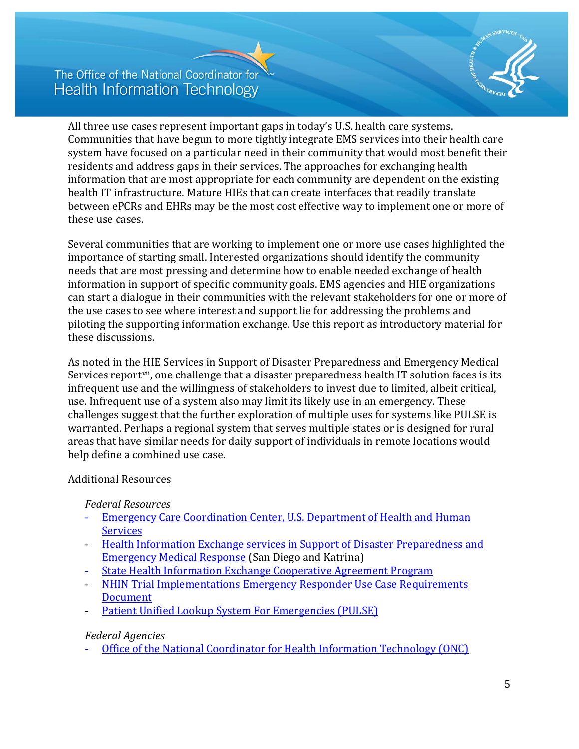All three use cases represent important gaps in today's U.S. health care systems. Communities that have begun to more tightly integrate EMS services into their health care system have focused on a particular need in their community that would most benefit their residents and address gaps in their services. The approaches for exchanging health information that are most appropriate for each community are dependent on the existing health IT infrastructure. Mature HIEs that can create interfaces that readily translate between ePCRs and EHRs may be the most cost effective way to implement one or more of these use cases.

Several communities that are working to implement one or more use cases highlighted the importance of starting small. Interested organizations should identify the community needs that are most pressing and determine how to enable needed exchange of health information in support of specific community goals. EMS agencies and HIE organizations can start a dialogue in their communities with the relevant stakeholders for one or more of the use cases to see where interest and support lie for addressing the problems and piloting the supporting information exchange. Use this report as introductory material for these discussions.

As noted in the HIE Services in Support of Disaster Preparedness and Emergency Medical Services report[vii], one challenge that a disaster preparedness health IT solution faces is its infrequent use and the willingness of stakeholders to invest due to limited, albeit critical, use. Infrequent use of a system also may limit its likely use in an emergency. These challenges suggest that the further exploration of multiple uses for systems like PULSE is warranted. Perhaps a regional system that serves multiple states or is designed for rural areas that have similar needs for daily support of individuals in remote locations would help define a combined use case.

## Additional Resources

*Federal Resources*

- Emergency Care Coordination Center, U.S. Department of Health and Human Services
- Health Information Exchange services in Support of Disaster Preparedness and Emergency Medical Response (San Diego and Katrina)
- State Health Information Exchange Cooperative Agreement Program
- NHIN Trial Implementations Emergency Responder Use Case Requirements Document
- Patient Unified Lookup System For Emergencies (PULSE)

*Federal Agencies*

- Office of the National Coordinator for Health Information Technology (ONC)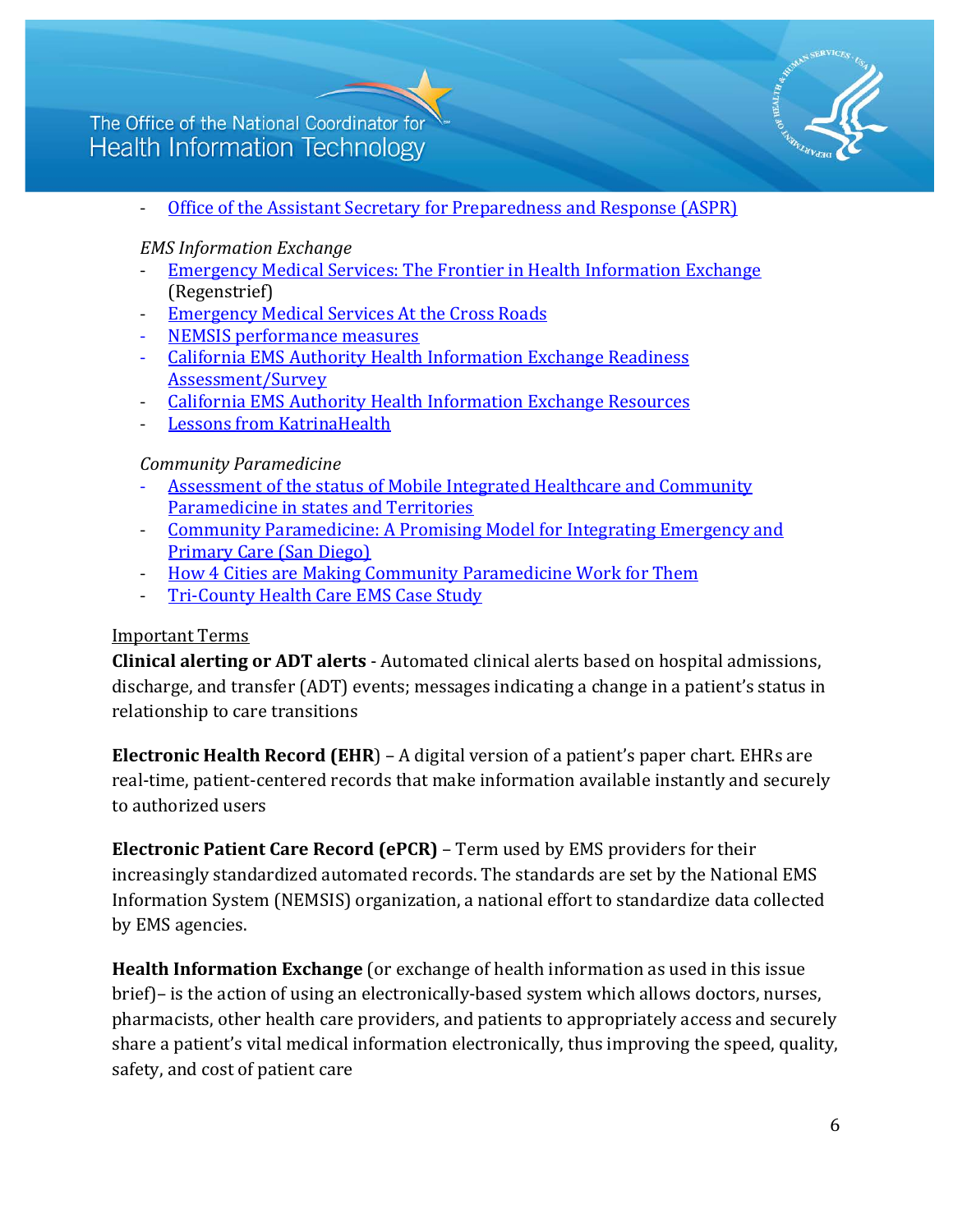- Office of the Assistant Secretary for Preparedness and Response (ASPR)

*EMS Information Exchange*

- Emergency Medical Services: The Frontier in Health Information Exchange (Regenstrief)
- Emergency Medical Services At the Cross Roads
- NEMSIS performance measures
- California EMS Authority Health Information Exchange Readiness Assessment/Survey
- California EMS Authority Health Information Exchange Resources
- Lessons from KatrinaHealth

*Community Paramedicine*

- Assessment of the status of Mobile Integrated Healthcare and Community Paramedicine in states and Territories
- Community Paramedicine: A Promising Model for Integrating Emergency and Primary Care (San Diego)
- How 4 Cities are Making Community Paramedicine Work for Them
- Tri-County Health Care EMS Case Study

Important Terms

**Clinical alerting or ADT alerts** - Automated clinical alerts based on hospital admissions, discharge, and transfer (ADT) events; messages indicating a change in a patient's status in relationship to care transitions

**Electronic Health Record (EHR**) – A digital version of a patient's paper chart. EHRs are real-time, patient-centered records that make information available instantly and securely to authorized users

**Electronic Patient Care Record (ePCR)** – Term used by EMS providers for their increasingly standardized automated records. The standards are set by the National EMS Information System (NEMSIS) organization, a national effort to standardize data collected by EMS agencies.

**Health Information Exchange** (or exchange of health information as used in this issue brief)– is the action of using an electronically-based system which allows doctors, nurses, pharmacists, other health care providers, and patients to appropriately access and securely share a patient's vital medical information electronically, thus improving the speed, quality, safety, and cost of patient care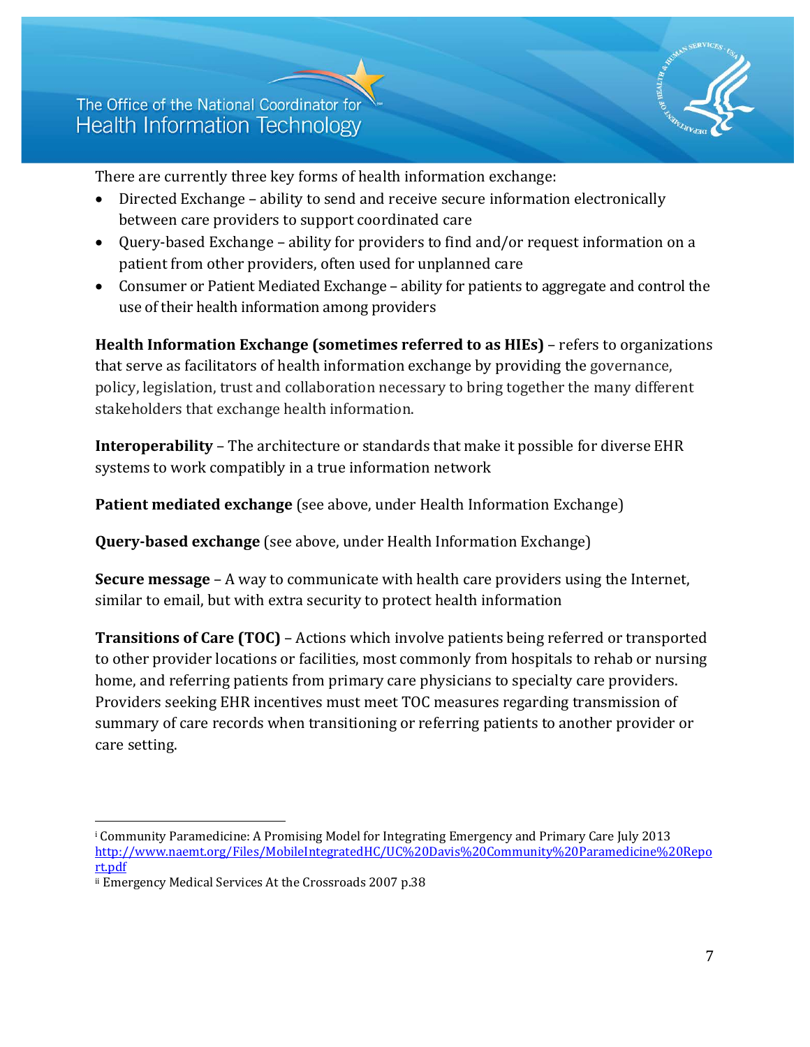There are currently three key forms of health information exchange:

- Directed Exchange – ability to send and receive secure information electronically between care providers to support coordinated care
- Query-based Exchange – ability for providers to find and/or request information on a patient from other providers, often used for unplanned care
- Consumer or Patient Mediated Exchange – ability for patients to aggregate and control the use of their health information among providers

**Health Information Exchange (sometimes referred to as HIEs)** – refers to organizations that serve as facilitators of health information exchange by providing the governance, policy, legislation, trust and collaboration necessary to bring together the many different stakeholders that exchange health information.

**Interoperability** – The architecture or standards that make it possible for diverse EHR systems to work compatibly in a true information network

**Patient mediated exchange** (see above, under Health Information Exchange)

**Query-based exchange** (see above, under Health Information Exchange)

**Secure message** – A way to communicate with health care providers using the Internet, similar to email, but with extra security to protect health information

**Transitions of Care (TOC)** – Actions which involve patients being referred or transported to other provider locations or facilities, most commonly from hospitals to rehab or nursing home, and referring patients from primary care physicians to specialty care providers. Providers seeking EHR incentives must meet TOC measures regarding transmission of summary of care records when transitioning or referring patients to another provider or care setting.

---

[i] Community Paramedicine: A Promising Model for Integrating Emergency and Primary Care July 2013 http://www.naemt.org/Files/MobileIntegratedHC/UC%20Davis%20Community%20Paramedicine%20Report.pdf

[ii] Emergency Medical Services At the Crossroads 2007 p.38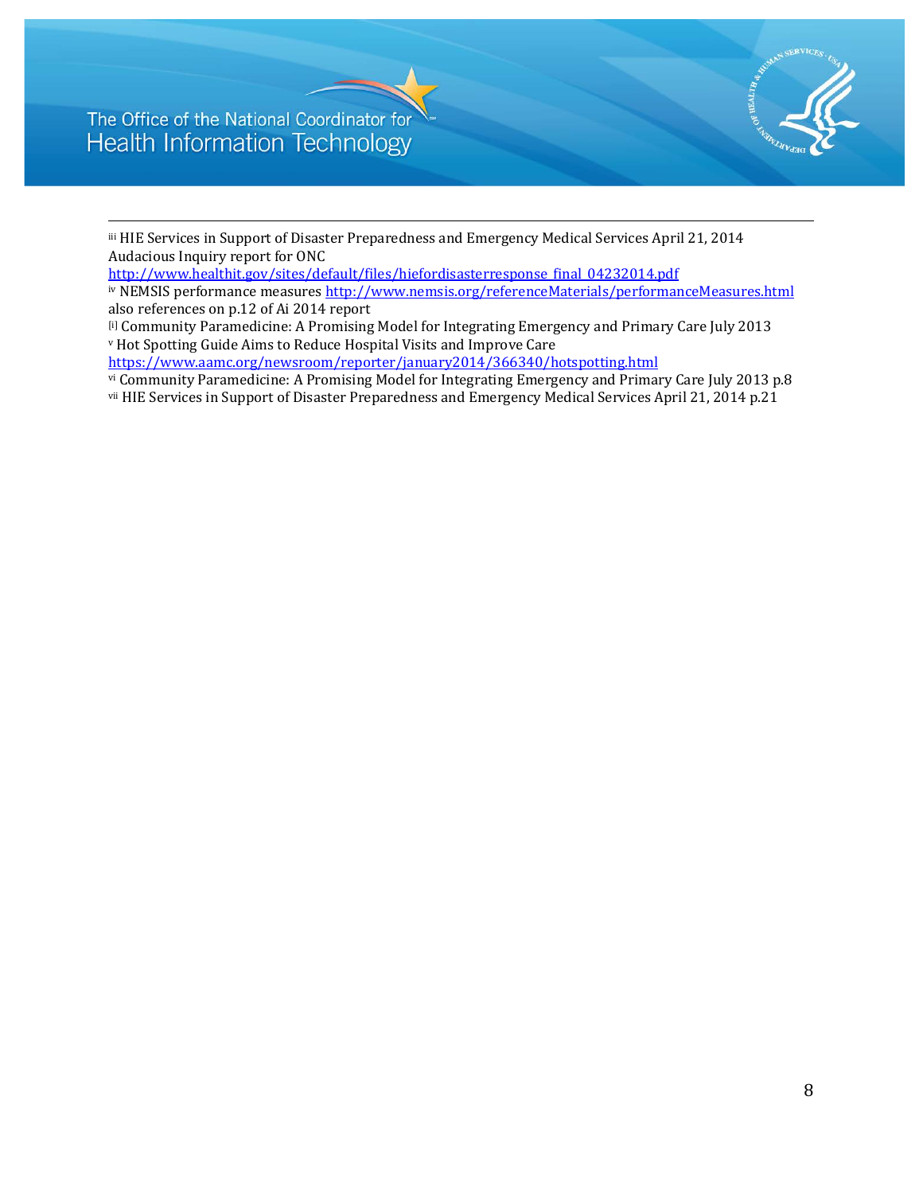[iii] HIE Services in Support of Disaster Preparedness and Emergency Medical Services April 21, 2014 Audacious Inquiry report for ONC
http://www.healthit.gov/sites/default/files/hiefordisasterresponse_final_04232014.pdf

[iv] NEMSIS performance measures http://www.nemsis.org/referenceMaterials/performanceMeasures.html also references on p.12 of Ai 2014 report

[i] Community Paramedicine: A Promising Model for Integrating Emergency and Primary Care July 2013

[v] Hot Spotting Guide Aims to Reduce Hospital Visits and Improve Care
https://www.aamc.org/newsroom/reporter/january2014/366340/hotspotting.html

[vi] Community Paramedicine: A Promising Model for Integrating Emergency and Primary Care July 2013 p.8

[vii] HIE Services in Support of Disaster Preparedness and Emergency Medical Services April 21, 2014 p.21